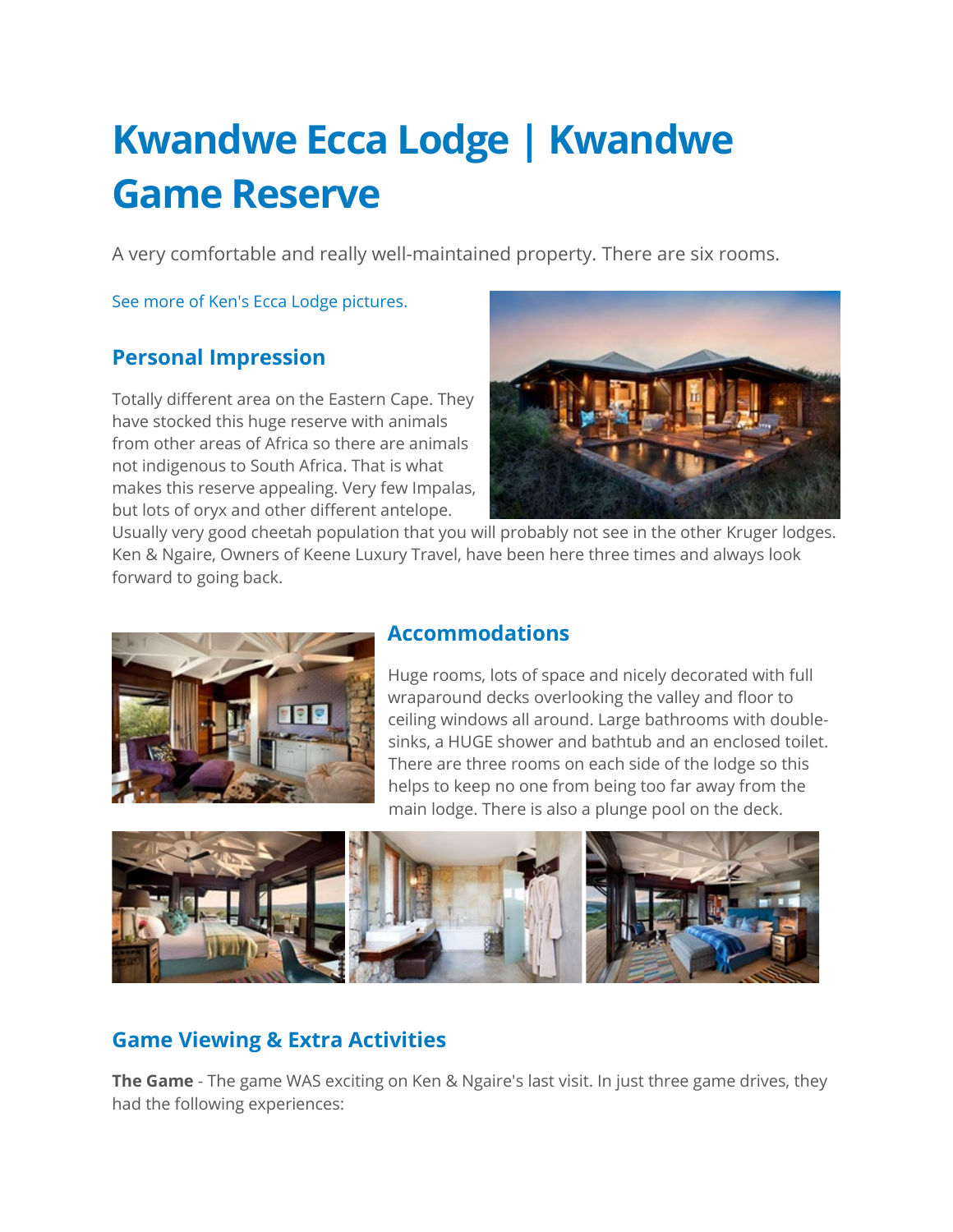# Kwandwe Ecca Lodge | Kwandwe Game Reserve

A very comfortable and really well-maintained property. There are six rooms.

See more of Ken's Ecca Lodge pictures.

## Personal Impression

Totally different area on the Eastern Cape. They have stocked this huge reserve with animals from other areas of Africa so there are animals not indigenous to South Africa. That is what makes this reserve appealing. Very few Impalas, but lots of oryx and other different antelope. Usually very good cheetah population that you will probably not see in the other Kruger lodges. Ken & Ngaire, Owners of Keene Luxury Travel, have been here three times and always look forward to going back.

## Accommodations

Huge rooms, lots of space and nicely decorated with full wraparound decks overlooking the valley and floor to ceiling windows all around. Large bathrooms with double-sinks, a HUGE shower and bathtub and an enclosed toilet. There are three rooms on each side of the lodge so this helps to keep no one from being too far away from the main lodge. There is also a plunge pool on the deck.

## Game Viewing & Extra Activities

**The Game** - The game WAS exciting on Ken & Ngaire's last visit. In just three game drives, they had the following experiences: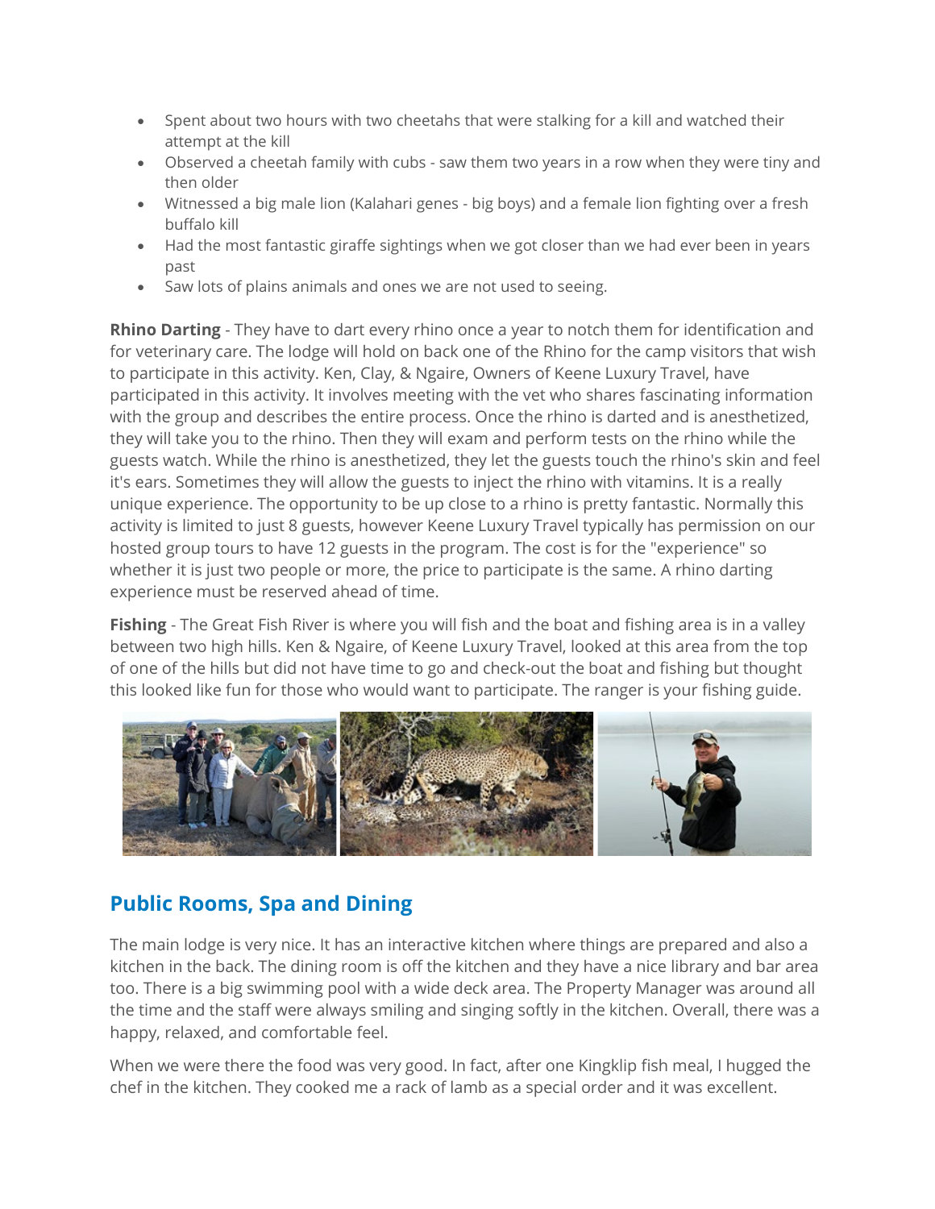- Spent about two hours with two cheetahs that were stalking for a kill and watched their attempt at the kill
- Observed a cheetah family with cubs - saw them two years in a row when they were tiny and then older
- Witnessed a big male lion (Kalahari genes - big boys) and a female lion fighting over a fresh buffalo kill
- Had the most fantastic giraffe sightings when we got closer than we had ever been in years past
- Saw lots of plains animals and ones we are not used to seeing.

**Rhino Darting** - They have to dart every rhino once a year to notch them for identification and for veterinary care. The lodge will hold on back one of the Rhino for the camp visitors that wish to participate in this activity. Ken, Clay, & Ngaire, Owners of Keene Luxury Travel, have participated in this activity. It involves meeting with the vet who shares fascinating information with the group and describes the entire process. Once the rhino is darted and is anesthetized, they will take you to the rhino. Then they will exam and perform tests on the rhino while the guests watch. While the rhino is anesthetized, they let the guests touch the rhino's skin and feel it's ears. Sometimes they will allow the guests to inject the rhino with vitamins. It is a really unique experience. The opportunity to be up close to a rhino is pretty fantastic. Normally this activity is limited to just 8 guests, however Keene Luxury Travel typically has permission on our hosted group tours to have 12 guests in the program. The cost is for the "experience" so whether it is just two people or more, the price to participate is the same. A rhino darting experience must be reserved ahead of time.

**Fishing** - The Great Fish River is where you will fish and the boat and fishing area is in a valley between two high hills. Ken & Ngaire, of Keene Luxury Travel, looked at this area from the top of one of the hills but did not have time to go and check-out the boat and fishing but thought this looked like fun for those who would want to participate. The ranger is your fishing guide.

## Public Rooms, Spa and Dining

The main lodge is very nice. It has an interactive kitchen where things are prepared and also a kitchen in the back. The dining room is off the kitchen and they have a nice library and bar area too. There is a big swimming pool with a wide deck area. The Property Manager was around all the time and the staff were always smiling and singing softly in the kitchen. Overall, there was a happy, relaxed, and comfortable feel.

When we were there the food was very good. In fact, after one Kingklip fish meal, I hugged the chef in the kitchen. They cooked me a rack of lamb as a special order and it was excellent.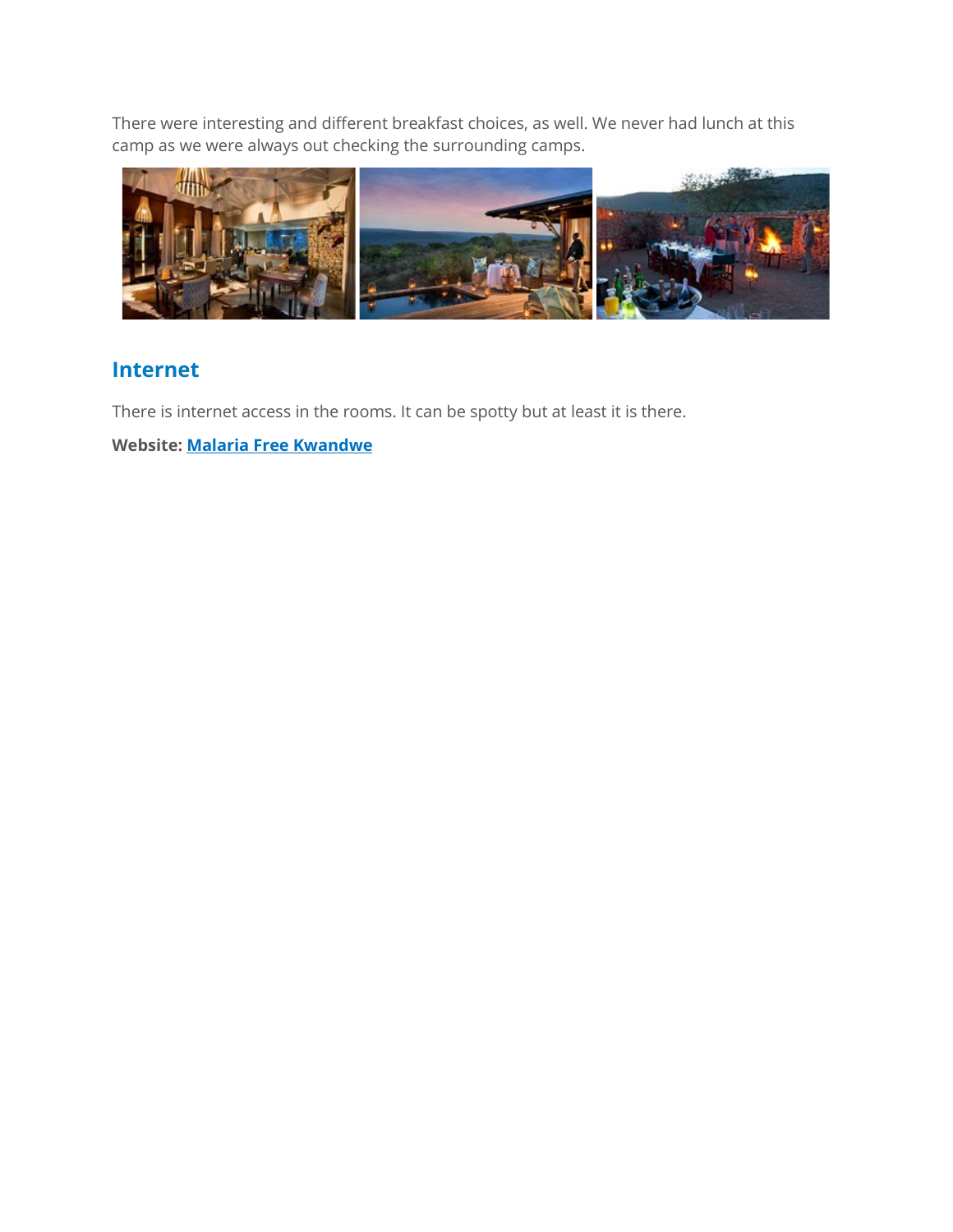There were interesting and different breakfast choices, as well. We never had lunch at this camp as we were always out checking the surrounding camps.

## Internet

There is internet access in the rooms. It can be spotty but at least it is there.

**Website: Malaria Free Kwandwe**